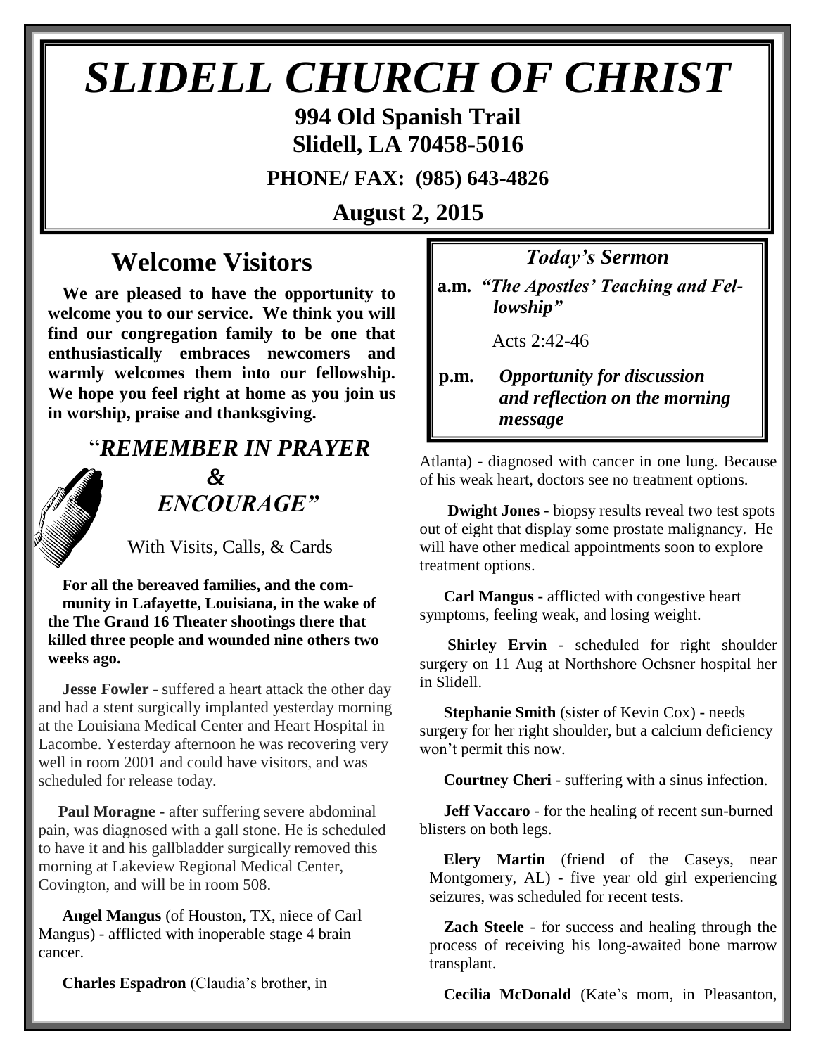# SLIDELL CHURCH OF CHRIST

**994 Old Spanish Trail**
**Slidell, LA 70458-5016**

**PHONE/ FAX: (985) 643-4826**

**August 2, 2015**

## Welcome Visitors

**We are pleased to have the opportunity to welcome you to our service. We think you will find our congregation family to be one that enthusiastically embraces newcomers and warmly welcomes them into our fellowship. We hope you feel right at home as you join us in worship, praise and thanksgiving.**

## "*REMEMBER IN PRAYER & ENCOURAGE"*

With Visits, Calls, & Cards

**For all the bereaved families, and the community in Lafayette, Louisiana, in the wake of the The Grand 16 Theater shootings there that killed three people and wounded nine others two weeks ago.**

**Jesse Fowler** - suffered a heart attack the other day and had a stent surgically implanted yesterday morning at the Louisiana Medical Center and Heart Hospital in Lacombe. Yesterday afternoon he was recovering very well in room 2001 and could have visitors, and was scheduled for release today.

**Paul Moragne** - after suffering severe abdominal pain, was diagnosed with a gall stone. He is scheduled to have it and his gallbladder surgically removed this morning at Lakeview Regional Medical Center, Covington, and will be in room 508.

**Angel Mangus** (of Houston, TX, niece of Carl Mangus) - afflicted with inoperable stage 4 brain cancer.

**Charles Espadron** (Claudia's brother, in Atlanta) - diagnosed with cancer in one lung. Because of his weak heart, doctors see no treatment options.

**Dwight Jones** - biopsy results reveal two test spots out of eight that display some prostate malignancy. He will have other medical appointments soon to explore treatment options.

**Carl Mangus** - afflicted with congestive heart symptoms, feeling weak, and losing weight.

**Shirley Ervin** - scheduled for right shoulder surgery on 11 Aug at Northshore Ochsner hospital her in Slidell.

**Stephanie Smith** (sister of Kevin Cox) - needs surgery for her right shoulder, but a calcium deficiency won't permit this now.

**Courtney Cheri** - suffering with a sinus infection.

**Jeff Vaccaro** - for the healing of recent sun-burned blisters on both legs.

**Elery Martin** (friend of the Caseys, near Montgomery, AL) - five year old girl experiencing seizures, was scheduled for recent tests.

**Zach Steele** - for success and healing through the process of receiving his long-awaited bone marrow transplant.

**Cecilia McDonald** (Kate's mom, in Pleasanton,

## *Today's Sermon*

**a.m.** ***"The Apostles' Teaching and Fellowship"***

Acts 2:42-46

**p.m.** ***Opportunity for discussion and reflection on the morning message***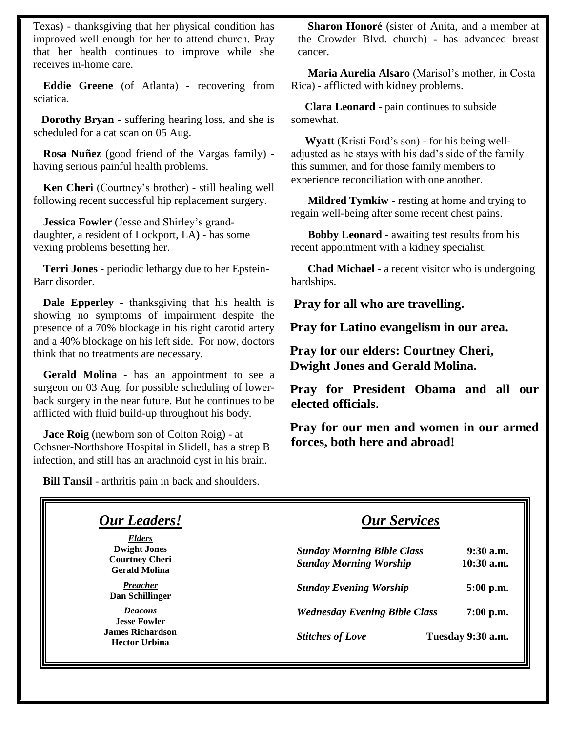Texas) - thanksgiving that her physical condition has improved well enough for her to attend church. Pray that her health continues to improve while she receives in-home care.

**Eddie Greene** (of Atlanta) - recovering from sciatica.

**Dorothy Bryan** - suffering hearing loss, and she is scheduled for a cat scan on 05 Aug.

**Rosa Nuñez** (good friend of the Vargas family) - having serious painful health problems.

**Ken Cheri** (Courtney's brother) - still healing well following recent successful hip replacement surgery.

**Jessica Fowler** (Jesse and Shirley's grand-daughter, a resident of Lockport, LA) - has some vexing problems besetting her.

**Terri Jones** - periodic lethargy due to her Epstein-Barr disorder.

**Dale Epperley** - thanksgiving that his health is showing no symptoms of impairment despite the presence of a 70% blockage in his right carotid artery and a 40% blockage on his left side. For now, doctors think that no treatments are necessary.

**Gerald Molina** - has an appointment to see a surgeon on 03 Aug. for possible scheduling of lower-back surgery in the near future. But he continues to be afflicted with fluid build-up throughout his body.

**Jace Roig** (newborn son of Colton Roig) - at Ochsner-Northshore Hospital in Slidell, has a strep B infection, and still has an arachnoid cyst in his brain.

**Bill Tansil** - arthritis pain in back and shoulders.

**Sharon Honoré** (sister of Anita, and a member at the Crowder Blvd. church) - has advanced breast cancer.

**Maria Aurelia Alsaro** (Marisol's mother, in Costa Rica) - afflicted with kidney problems.

**Clara Leonard** - pain continues to subside somewhat.

**Wyatt** (Kristi Ford's son) - for his being well-adjusted as he stays with his dad's side of the family this summer, and for those family members to experience reconciliation with one another.

**Mildred Tymkiw** - resting at home and trying to regain well-being after some recent chest pains.

**Bobby Leonard** - awaiting test results from his recent appointment with a kidney specialist.

**Chad Michael** - a recent visitor who is undergoing hardships.

**Pray for all who are travelling.**

**Pray for Latino evangelism in our area.**

**Pray for our elders: Courtney Cheri, Dwight Jones and Gerald Molina.**

**Pray for President Obama and all our elected officials.**

**Pray for our men and women in our armed forces, both here and abroad!**

## *Our Leaders!*

***Elders***
**Dwight Jones**
**Courtney Cheri**
**Gerald Molina**

***Preacher***
**Dan Schillinger**

***Deacons***
**Jesse Fowler**
**James Richardson**
**Hector Urbina**

## *Our Services*

| | |
|---|---|
| ***Sunday Morning Bible Class*** | **9:30 a.m.** |
| ***Sunday Morning Worship*** | **10:30 a.m.** |
| ***Sunday Evening Worship*** | **5:00 p.m.** |
| ***Wednesday Evening Bible Class*** | **7:00 p.m.** |
| ***Stitches of Love*** | **Tuesday 9:30 a.m.** |